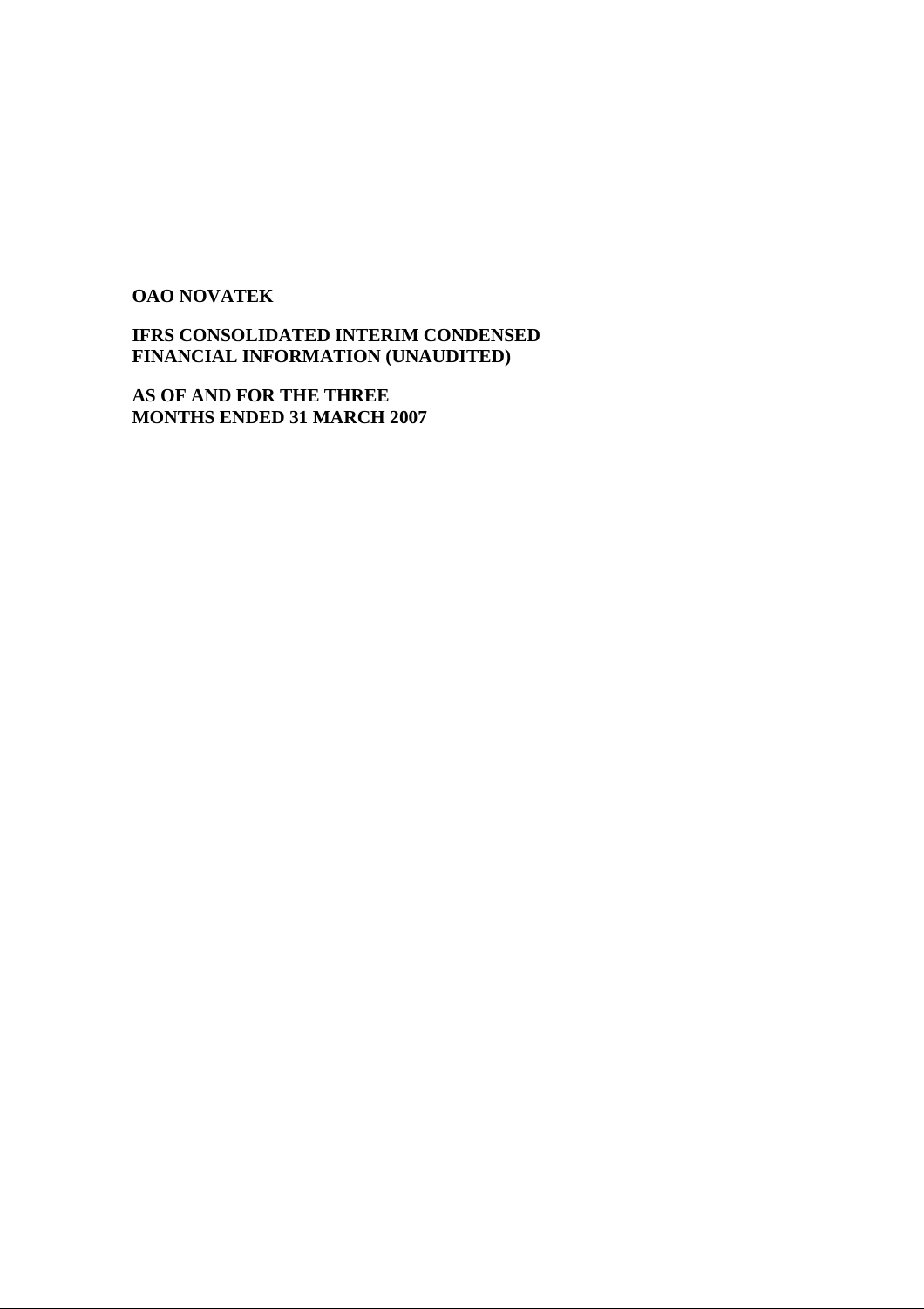# OAO NOVATEK

## IFRS CONSOLIDATED INTERIM CONDENSED FINANCIAL INFORMATION (UNAUDITED)

## AS OF AND FOR THE THREE MONTHS ENDED 31 MARCH 2007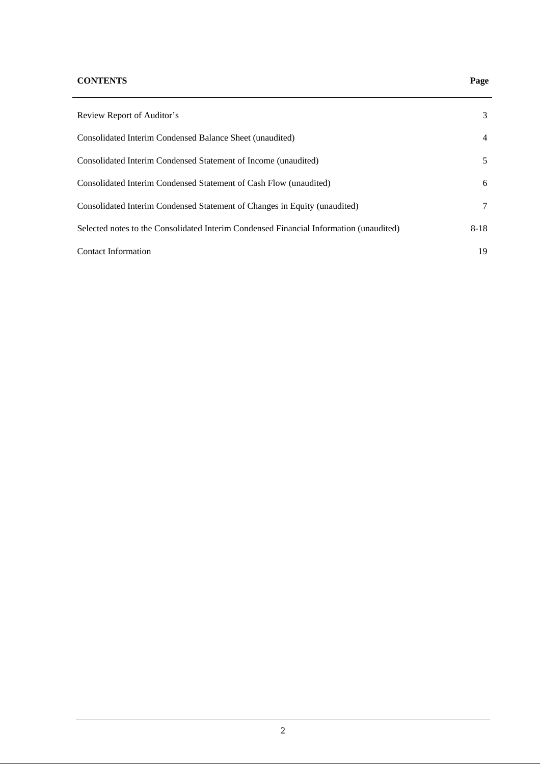| CONTENTS | Page |
|---|---|
| Review Report of Auditor's | 3 |
| Consolidated Interim Condensed Balance Sheet (unaudited) | 4 |
| Consolidated Interim Condensed Statement of Income (unaudited) | 5 |
| Consolidated Interim Condensed Statement of Cash Flow (unaudited) | 6 |
| Consolidated Interim Condensed Statement of Changes in Equity (unaudited) | 7 |
| Selected notes to the Consolidated Interim Condensed Financial Information (unaudited) | 8-18 |
| Contact Information | 19 |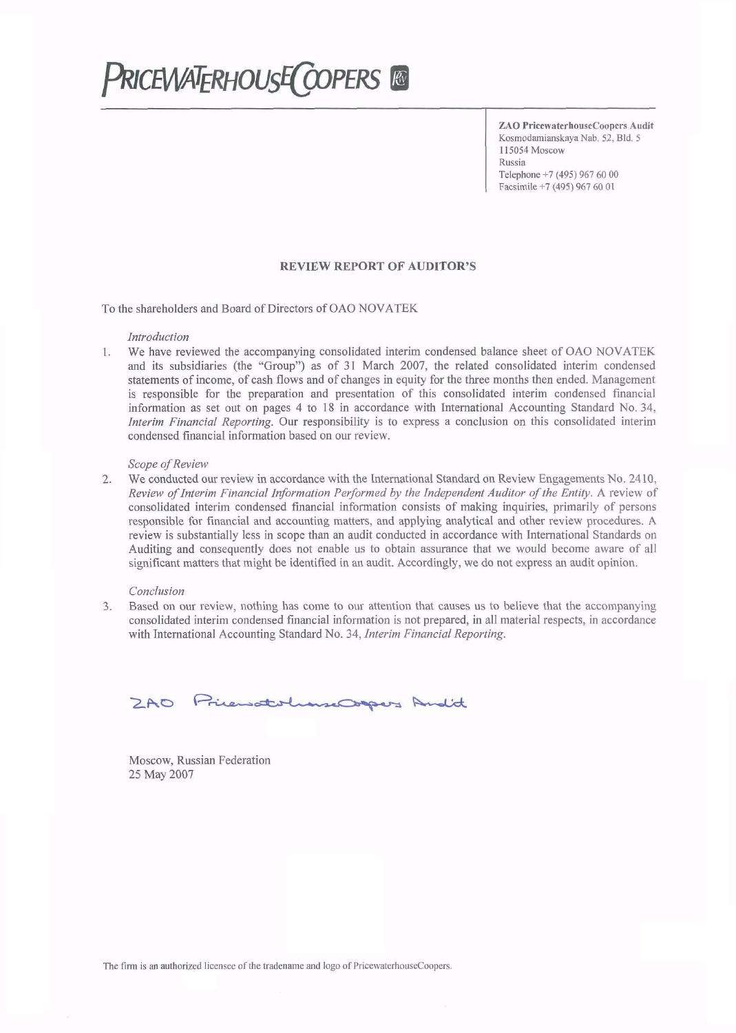**PRICEWATERHOUSECOOPERS**

**ZAO PricewaterhouseCoopers Audit**
Kosmodamianskaya Nab. 52, Bld. 5
115054 Moscow
Russia
Telephone +7 (495) 967 60 00
Facsimile +7 (495) 967 60 01

## REVIEW REPORT OF AUDITOR'S

To the shareholders and Board of Directors of OAO NOVATEK

*Introduction*

1. We have reviewed the accompanying consolidated interim condensed balance sheet of OAO NOVATEK and its subsidiaries (the "Group") as of 31 March 2007, the related consolidated interim condensed statements of income, of cash flows and of changes in equity for the three months then ended. Management is responsible for the preparation and presentation of this consolidated interim condensed financial information as set out on pages 4 to 18 in accordance with International Accounting Standard No. 34, *Interim Financial Reporting*. Our responsibility is to express a conclusion on this consolidated interim condensed financial information based on our review.

*Scope of Review*

2. We conducted our review in accordance with the International Standard on Review Engagements No. 2410, *Review of Interim Financial Information Performed by the Independent Auditor of the Entity*. A review of consolidated interim condensed financial information consists of making inquiries, primarily of persons responsible for financial and accounting matters, and applying analytical and other review procedures. A review is substantially less in scope than an audit conducted in accordance with International Standards on Auditing and consequently does not enable us to obtain assurance that we would become aware of all significant matters that might be identified in an audit. Accordingly, we do not express an audit opinion.

*Conclusion*

3. Based on our review, nothing has come to our attention that causes us to believe that the accompanying consolidated interim condensed financial information is not prepared, in all material respects, in accordance with International Accounting Standard No. 34, *Interim Financial Reporting*.

ZAO PricewaterhouseCoopers Audit

Moscow, Russian Federation
25 May 2007

The firm is an authorized licensee of the tradename and logo of PricewaterhouseCoopers.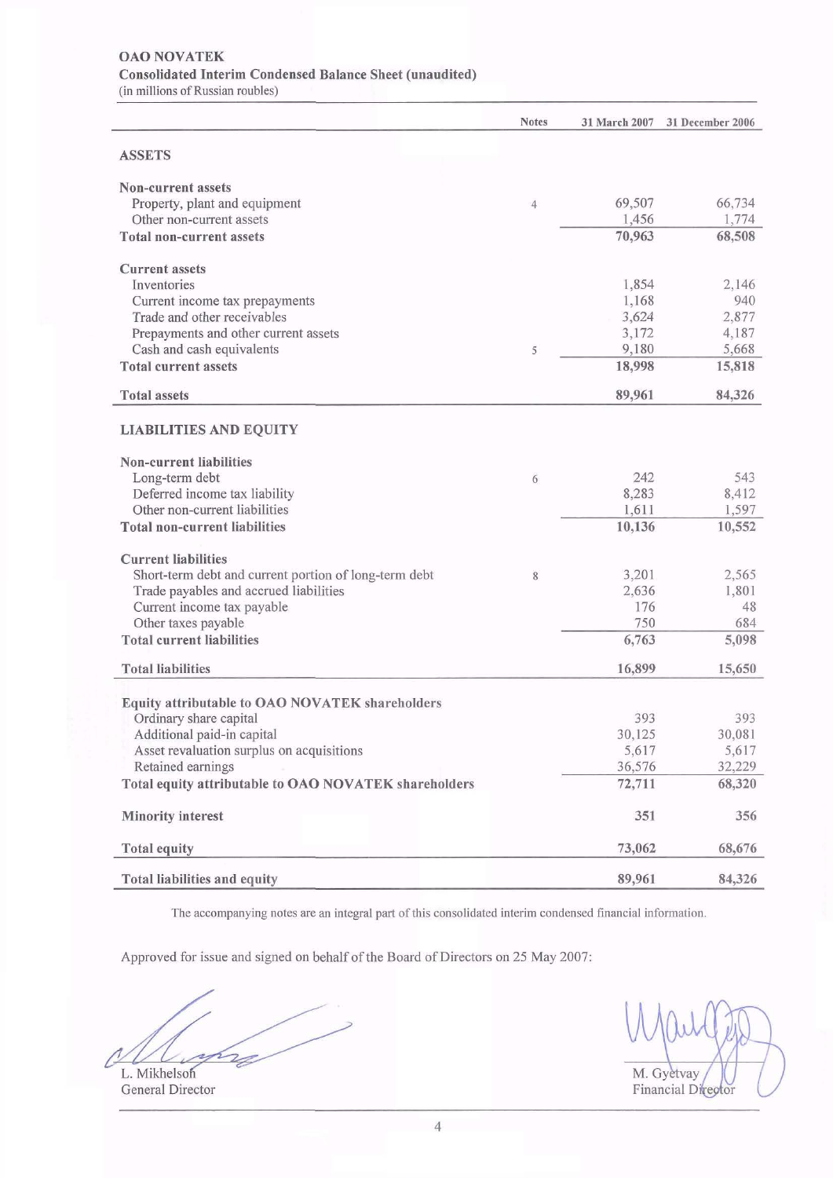**OAO NOVATEK**
**Consolidated Interim Condensed Balance Sheet (unaudited)**
(in millions of Russian roubles)

| | Notes | 31 March 2007 | 31 December 2006 |
|---|---|---|---|
| **ASSETS** | | | |
| **Non-current assets** | | | |
| Property, plant and equipment | 4 | 69,507 | 66,734 |
| Other non-current assets | | 1,456 | 1,774 |
| **Total non-current assets** | | **70,963** | **68,508** |
| **Current assets** | | | |
| Inventories | | 1,854 | 2,146 |
| Current income tax prepayments | | 1,168 | 940 |
| Trade and other receivables | | 3,624 | 2,877 |
| Prepayments and other current assets | | 3,172 | 4,187 |
| Cash and cash equivalents | 5 | 9,180 | 5,668 |
| **Total current assets** | | **18,998** | **15,818** |
| **Total assets** | | **89,961** | **84,326** |
| **LIABILITIES AND EQUITY** | | | |
| **Non-current liabilities** | | | |
| Long-term debt | 6 | 242 | 543 |
| Deferred income tax liability | | 8,283 | 8,412 |
| Other non-current liabilities | | 1,611 | 1,597 |
| **Total non-current liabilities** | | **10,136** | **10,552** |
| **Current liabilities** | | | |
| Short-term debt and current portion of long-term debt | 8 | 3,201 | 2,565 |
| Trade payables and accrued liabilities | | 2,636 | 1,801 |
| Current income tax payable | | 176 | 48 |
| Other taxes payable | | 750 | 684 |
| **Total current liabilities** | | **6,763** | **5,098** |
| **Total liabilities** | | **16,899** | **15,650** |
| **Equity attributable to OAO NOVATEK shareholders** | | | |
| Ordinary share capital | | 393 | 393 |
| Additional paid-in capital | | 30,125 | 30,081 |
| Asset revaluation surplus on acquisitions | | 5,617 | 5,617 |
| Retained earnings | | 36,576 | 32,229 |
| **Total equity attributable to OAO NOVATEK shareholders** | | **72,711** | **68,320** |
| **Minority interest** | | **351** | **356** |
| **Total equity** | | **73,062** | **68,676** |
| **Total liabilities and equity** | | **89,961** | **84,326** |

The accompanying notes are an integral part of this consolidated interim condensed financial information.

Approved for issue and signed on behalf of the Board of Directors on 25 May 2007:

L. Mikhelson
General Director

M. Gyetvay
Financial Director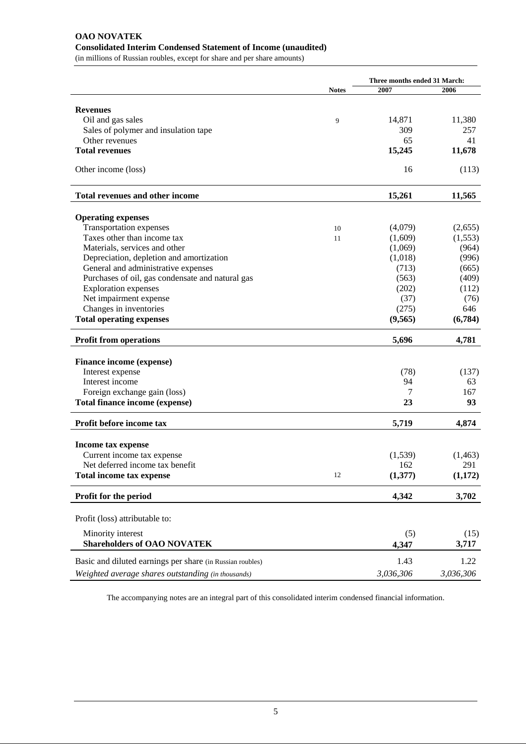**OAO NOVATEK**

**Consolidated Interim Condensed Statement of Income (unaudited)**

(in millions of Russian roubles, except for share and per share amounts)

| | Notes | Three months ended 31 March: 2007 | 2006 |
|---|---|---|---|
| **Revenues** | | | |
| Oil and gas sales | 9 | 14,871 | 11,380 |
| Sales of polymer and insulation tape | | 309 | 257 |
| Other revenues | | 65 | 41 |
| **Total revenues** | | **15,245** | **11,678** |
| Other income (loss) | | 16 | (113) |
| **Total revenues and other income** | | **15,261** | **11,565** |
| **Operating expenses** | | | |
| Transportation expenses | 10 | (4,079) | (2,655) |
| Taxes other than income tax | 11 | (1,609) | (1,553) |
| Materials, services and other | | (1,069) | (964) |
| Depreciation, depletion and amortization | | (1,018) | (996) |
| General and administrative expenses | | (713) | (665) |
| Purchases of oil, gas condensate and natural gas | | (563) | (409) |
| Exploration expenses | | (202) | (112) |
| Net impairment expense | | (37) | (76) |
| Changes in inventories | | (275) | 646 |
| **Total operating expenses** | | **(9,565)** | **(6,784)** |
| **Profit from operations** | | **5,696** | **4,781** |
| **Finance income (expense)** | | | |
| Interest expense | | (78) | (137) |
| Interest income | | 94 | 63 |
| Foreign exchange gain (loss) | | 7 | 167 |
| **Total finance income (expense)** | | **23** | **93** |
| **Profit before income tax** | | **5,719** | **4,874** |
| **Income tax expense** | | | |
| Current income tax expense | | (1,539) | (1,463) |
| Net deferred income tax benefit | | 162 | 291 |
| **Total income tax expense** | 12 | **(1,377)** | **(1,172)** |
| **Profit for the period** | | **4,342** | **3,702** |
| Profit (loss) attributable to: | | | |
| Minority interest | | (5) | (15) |
| **Shareholders of OAO NOVATEK** | | **4,347** | **3,717** |
| Basic and diluted earnings per share (in Russian roubles) | | 1.43 | 1.22 |
| *Weighted average shares outstanding (in thousands)* | | *3,036,306* | *3,036,306* |

The accompanying notes are an integral part of this consolidated interim condensed financial information.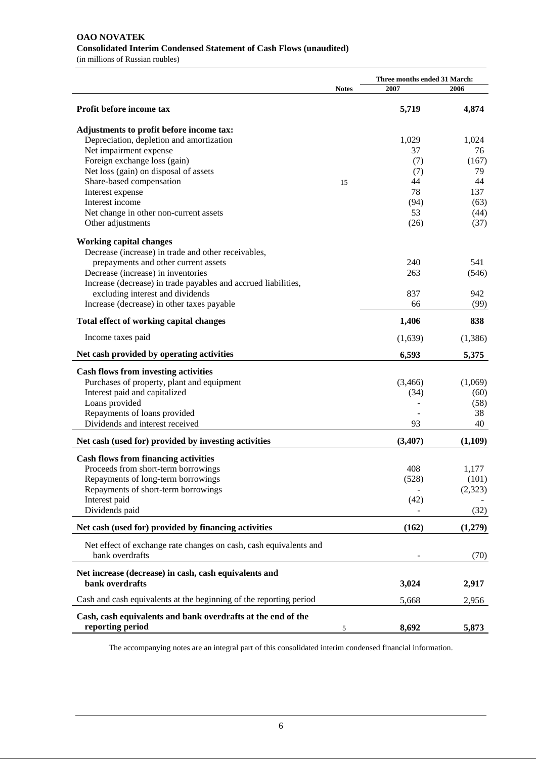**OAO NOVATEK**
**Consolidated Interim Condensed Statement of Cash Flows (unaudited)**
(in millions of Russian roubles)

| | Notes | Three months ended 31 March: 2007 | 2006 |
|---|---|---|---|
| **Profit before income tax** | | **5,719** | **4,874** |
| **Adjustments to profit before income tax:** | | | |
| Depreciation, depletion and amortization | | 1,029 | 1,024 |
| Net impairment expense | | 37 | 76 |
| Foreign exchange loss (gain) | | (7) | (167) |
| Net loss (gain) on disposal of assets | | (7) | 79 |
| Share-based compensation | 15 | 44 | 44 |
| Interest expense | | 78 | 137 |
| Interest income | | (94) | (63) |
| Net change in other non-current assets | | 53 | (44) |
| Other adjustments | | (26) | (37) |
| **Working capital changes** | | | |
| Decrease (increase) in trade and other receivables, prepayments and other current assets | | 240 | 541 |
| Decrease (increase) in inventories | | 263 | (546) |
| Increase (decrease) in trade payables and accrued liabilities, excluding interest and dividends | | 837 | 942 |
| Increase (decrease) in other taxes payable | | 66 | (99) |
| **Total effect of working capital changes** | | **1,406** | **838** |
| Income taxes paid | | (1,639) | (1,386) |
| **Net cash provided by operating activities** | | **6,593** | **5,375** |
| **Cash flows from investing activities** | | | |
| Purchases of property, plant and equipment | | (3,466) | (1,069) |
| Interest paid and capitalized | | (34) | (60) |
| Loans provided | | - | (58) |
| Repayments of loans provided | | - | 38 |
| Dividends and interest received | | 93 | 40 |
| **Net cash (used for) provided by investing activities** | | **(3,407)** | **(1,109)** |
| **Cash flows from financing activities** | | | |
| Proceeds from short-term borrowings | | 408 | 1,177 |
| Repayments of long-term borrowings | | (528) | (101) |
| Repayments of short-term borrowings | | - | (2,323) |
| Interest paid | | (42) | - |
| Dividends paid | | - | (32) |
| **Net cash (used for) provided by financing activities** | | **(162)** | **(1,279)** |
| Net effect of exchange rate changes on cash, cash equivalents and bank overdrafts | | - | (70) |
| **Net increase (decrease) in cash, cash equivalents and bank overdrafts** | | **3,024** | **2,917** |
| Cash and cash equivalents at the beginning of the reporting period | | 5,668 | 2,956 |
| **Cash, cash equivalents and bank overdrafts at the end of the reporting period** | 5 | **8,692** | **5,873** |

The accompanying notes are an integral part of this consolidated interim condensed financial information.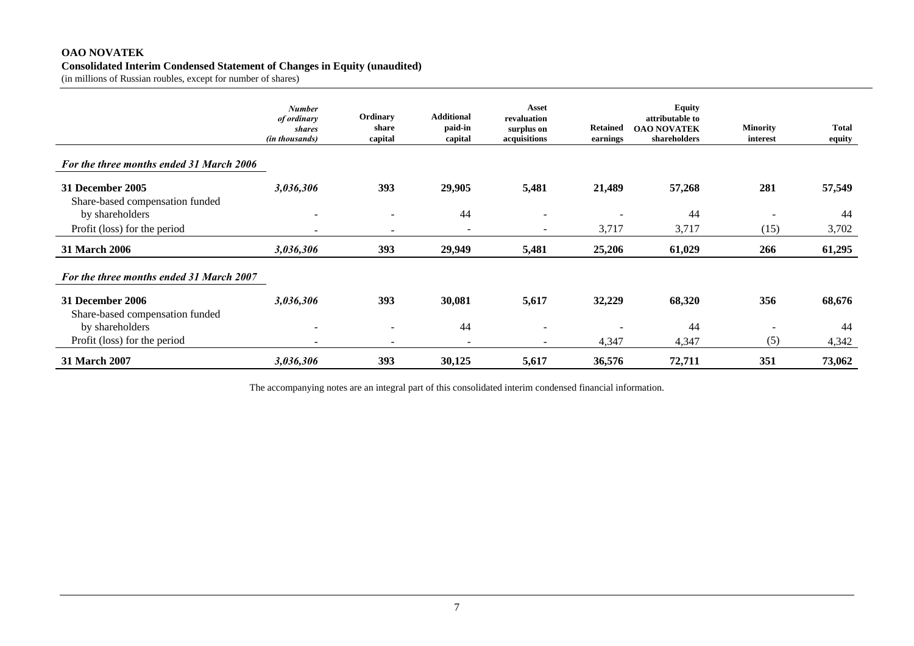**OAO NOVATEK**

**Consolidated Interim Condensed Statement of Changes in Equity (unaudited)**

(in millions of Russian roubles, except for number of shares)

| | *Number of ordinary shares (in thousands)* | Ordinary share capital | Additional paid-in capital | Asset revaluation surplus on acquisitions | Retained earnings | Equity attributable to OAO NOVATEK shareholders | Minority interest | Total equity |
|---|---|---|---|---|---|---|---|---|
| ***For the three months ended 31 March 2006*** | | | | | | | | |
| **31 December 2005** | ***3,036,306*** | **393** | **29,905** | **5,481** | **21,489** | **57,268** | **281** | **57,549** |
| Share-based compensation funded by shareholders | - | - | 44 | - | - | 44 | - | 44 |
| Profit (loss) for the period | - | - | - | - | 3,717 | 3,717 | (15) | 3,702 |
| **31 March 2006** | ***3,036,306*** | **393** | **29,949** | **5,481** | **25,206** | **61,029** | **266** | **61,295** |
| ***For the three months ended 31 March 2007*** | | | | | | | | |
| **31 December 2006** | ***3,036,306*** | **393** | **30,081** | **5,617** | **32,229** | **68,320** | **356** | **68,676** |
| Share-based compensation funded by shareholders | - | - | 44 | - | - | 44 | - | 44 |
| Profit (loss) for the period | - | - | - | - | 4,347 | 4,347 | (5) | 4,342 |
| **31 March 2007** | ***3,036,306*** | **393** | **30,125** | **5,617** | **36,576** | **72,711** | **351** | **73,062** |

The accompanying notes are an integral part of this consolidated interim condensed financial information.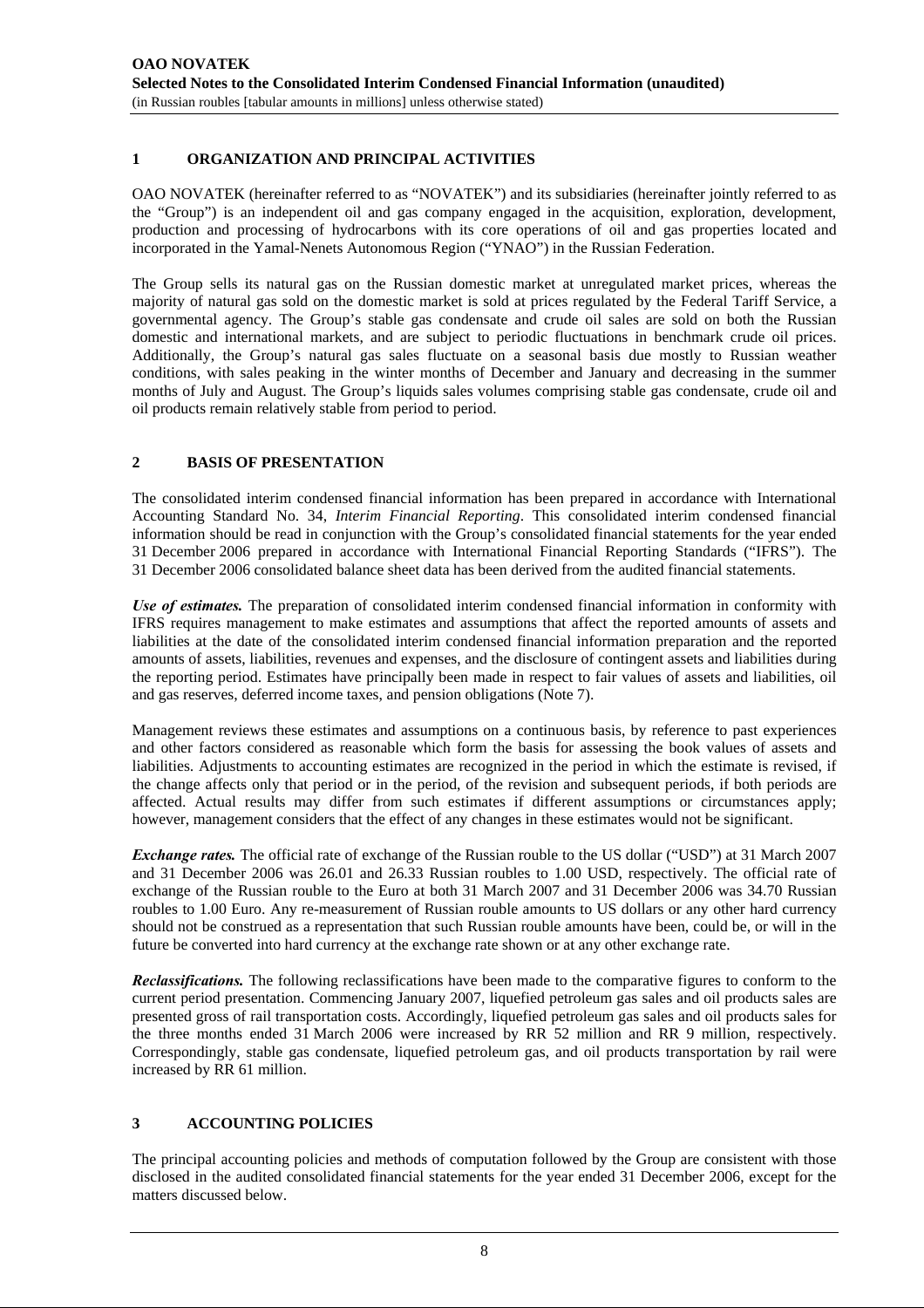## 1 ORGANIZATION AND PRINCIPAL ACTIVITIES

OAO NOVATEK (hereinafter referred to as "NOVATEK") and its subsidiaries (hereinafter jointly referred to as the "Group") is an independent oil and gas company engaged in the acquisition, exploration, development, production and processing of hydrocarbons with its core operations of oil and gas properties located and incorporated in the Yamal-Nenets Autonomous Region ("YNAO") in the Russian Federation.

The Group sells its natural gas on the Russian domestic market at unregulated market prices, whereas the majority of natural gas sold on the domestic market is sold at prices regulated by the Federal Tariff Service, a governmental agency. The Group's stable gas condensate and crude oil sales are sold on both the Russian domestic and international markets, and are subject to periodic fluctuations in benchmark crude oil prices. Additionally, the Group's natural gas sales fluctuate on a seasonal basis due mostly to Russian weather conditions, with sales peaking in the winter months of December and January and decreasing in the summer months of July and August. The Group's liquids sales volumes comprising stable gas condensate, crude oil and oil products remain relatively stable from period to period.

## 2 BASIS OF PRESENTATION

The consolidated interim condensed financial information has been prepared in accordance with International Accounting Standard No. 34, *Interim Financial Reporting*. This consolidated interim condensed financial information should be read in conjunction with the Group's consolidated financial statements for the year ended 31 December 2006 prepared in accordance with International Financial Reporting Standards ("IFRS"). The 31 December 2006 consolidated balance sheet data has been derived from the audited financial statements.

***Use of estimates.*** The preparation of consolidated interim condensed financial information in conformity with IFRS requires management to make estimates and assumptions that affect the reported amounts of assets and liabilities at the date of the consolidated interim condensed financial information preparation and the reported amounts of assets, liabilities, revenues and expenses, and the disclosure of contingent assets and liabilities during the reporting period. Estimates have principally been made in respect to fair values of assets and liabilities, oil and gas reserves, deferred income taxes, and pension obligations (Note 7).

Management reviews these estimates and assumptions on a continuous basis, by reference to past experiences and other factors considered as reasonable which form the basis for assessing the book values of assets and liabilities. Adjustments to accounting estimates are recognized in the period in which the estimate is revised, if the change affects only that period or in the period, of the revision and subsequent periods, if both periods are affected. Actual results may differ from such estimates if different assumptions or circumstances apply; however, management considers that the effect of any changes in these estimates would not be significant.

***Exchange rates.*** The official rate of exchange of the Russian rouble to the US dollar ("USD") at 31 March 2007 and 31 December 2006 was 26.01 and 26.33 Russian roubles to 1.00 USD, respectively. The official rate of exchange of the Russian rouble to the Euro at both 31 March 2007 and 31 December 2006 was 34.70 Russian roubles to 1.00 Euro. Any re-measurement of Russian rouble amounts to US dollars or any other hard currency should not be construed as a representation that such Russian rouble amounts have been, could be, or will in the future be converted into hard currency at the exchange rate shown or at any other exchange rate.

***Reclassifications.*** The following reclassifications have been made to the comparative figures to conform to the current period presentation. Commencing January 2007, liquefied petroleum gas sales and oil products sales are presented gross of rail transportation costs. Accordingly, liquefied petroleum gas sales and oil products sales for the three months ended 31 March 2006 were increased by RR 52 million and RR 9 million, respectively. Correspondingly, stable gas condensate, liquefied petroleum gas, and oil products transportation by rail were increased by RR 61 million.

## 3 ACCOUNTING POLICIES

The principal accounting policies and methods of computation followed by the Group are consistent with those disclosed in the audited consolidated financial statements for the year ended 31 December 2006, except for the matters discussed below.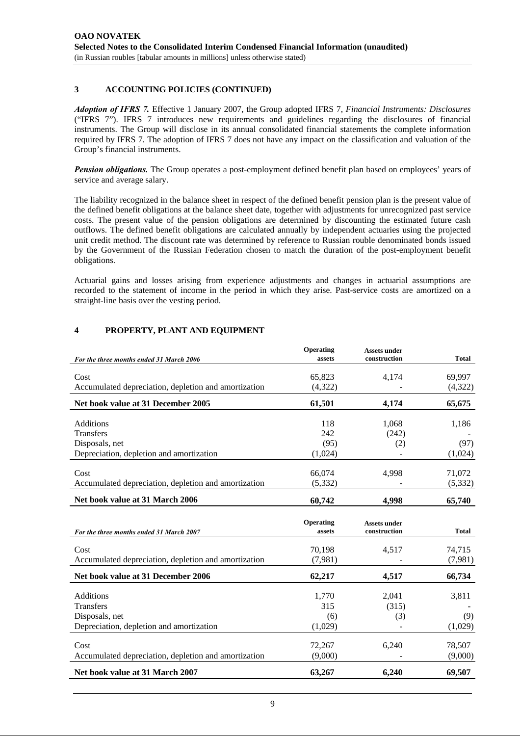## 3 ACCOUNTING POLICIES (CONTINUED)

***Adoption of IFRS 7.*** Effective 1 January 2007, the Group adopted IFRS 7, *Financial Instruments: Disclosures* ("IFRS 7"). IFRS 7 introduces new requirements and guidelines regarding the disclosures of financial instruments. The Group will disclose in its annual consolidated financial statements the complete information required by IFRS 7. The adoption of IFRS 7 does not have any impact on the classification and valuation of the Group's financial instruments.

***Pension obligations.*** The Group operates a post-employment defined benefit plan based on employees' years of service and average salary.

The liability recognized in the balance sheet in respect of the defined benefit pension plan is the present value of the defined benefit obligations at the balance sheet date, together with adjustments for unrecognized past service costs. The present value of the pension obligations are determined by discounting the estimated future cash outflows. The defined benefit obligations are calculated annually by independent actuaries using the projected unit credit method. The discount rate was determined by reference to Russian rouble denominated bonds issued by the Government of the Russian Federation chosen to match the duration of the post-employment benefit obligations.

Actuarial gains and losses arising from experience adjustments and changes in actuarial assumptions are recorded to the statement of income in the period in which they arise. Past-service costs are amortized on a straight-line basis over the vesting period.

## 4 PROPERTY, PLANT AND EQUIPMENT

| *For the three months ended 31 March 2006* | Operating assets | Assets under construction | Total |
|---|---|---|---|
| Cost | 65,823 | 4,174 | 69,997 |
| Accumulated depreciation, depletion and amortization | (4,322) | - | (4,322) |
| **Net book value at 31 December 2005** | **61,501** | **4,174** | **65,675** |
| Additions | 118 | 1,068 | 1,186 |
| Transfers | 242 | (242) | - |
| Disposals, net | (95) | (2) | (97) |
| Depreciation, depletion and amortization | (1,024) | - | (1,024) |
| Cost | 66,074 | 4,998 | 71,072 |
| Accumulated depreciation, depletion and amortization | (5,332) | - | (5,332) |
| **Net book value at 31 March 2006** | **60,742** | **4,998** | **65,740** |

| *For the three months ended 31 March 2007* | Operating assets | Assets under construction | Total |
|---|---|---|---|
| Cost | 70,198 | 4,517 | 74,715 |
| Accumulated depreciation, depletion and amortization | (7,981) | - | (7,981) |
| **Net book value at 31 December 2006** | **62,217** | **4,517** | **66,734** |
| Additions | 1,770 | 2,041 | 3,811 |
| Transfers | 315 | (315) | - |
| Disposals, net | (6) | (3) | (9) |
| Depreciation, depletion and amortization | (1,029) | - | (1,029) |
| Cost | 72,267 | 6,240 | 78,507 |
| Accumulated depreciation, depletion and amortization | (9,000) | - | (9,000) |
| **Net book value at 31 March 2007** | **63,267** | **6,240** | **69,507** |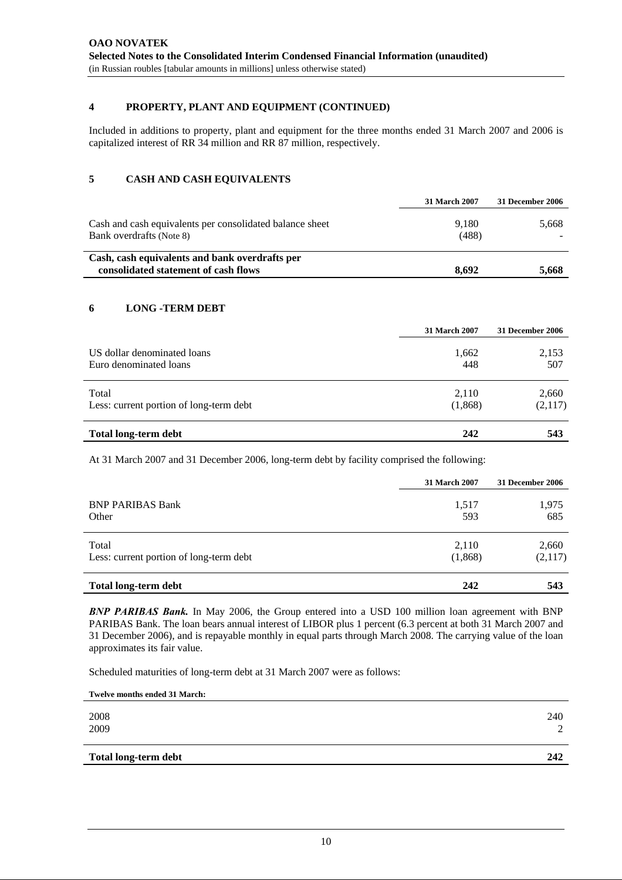## 4 PROPERTY, PLANT AND EQUIPMENT (CONTINUED)

Included in additions to property, plant and equipment for the three months ended 31 March 2007 and 2006 is capitalized interest of RR 34 million and RR 87 million, respectively.

## 5 CASH AND CASH EQUIVALENTS

| | 31 March 2007 | 31 December 2006 |
|---|---|---|
| Cash and cash equivalents per consolidated balance sheet | 9,180 | 5,668 |
| Bank overdrafts (Note 8) | (488) | - |
| **Cash, cash equivalents and bank overdrafts per consolidated statement of cash flows** | **8,692** | **5,668** |

## 6 LONG -TERM DEBT

| | 31 March 2007 | 31 December 2006 |
|---|---|---|
| US dollar denominated loans | 1,662 | 2,153 |
| Euro denominated loans | 448 | 507 |
| Total | 2,110 | 2,660 |
| Less: current portion of long-term debt | (1,868) | (2,117) |
| **Total long-term debt** | **242** | **543** |

At 31 March 2007 and 31 December 2006, long-term debt by facility comprised the following:

| | 31 March 2007 | 31 December 2006 |
|---|---|---|
| BNP PARIBAS Bank | 1,517 | 1,975 |
| Other | 593 | 685 |
| Total | 2,110 | 2,660 |
| Less: current portion of long-term debt | (1,868) | (2,117) |
| **Total long-term debt** | **242** | **543** |

***BNP PARIBAS Bank.*** In May 2006, the Group entered into a USD 100 million loan agreement with BNP PARIBAS Bank. The loan bears annual interest of LIBOR plus 1 percent (6.3 percent at both 31 March 2007 and 31 December 2006), and is repayable monthly in equal parts through March 2008. The carrying value of the loan approximates its fair value.

Scheduled maturities of long-term debt at 31 March 2007 were as follows:

| Twelve months ended 31 March: | |
|---|---|
| 2008 | 240 |
| 2009 | 2 |
| **Total long-term debt** | **242** |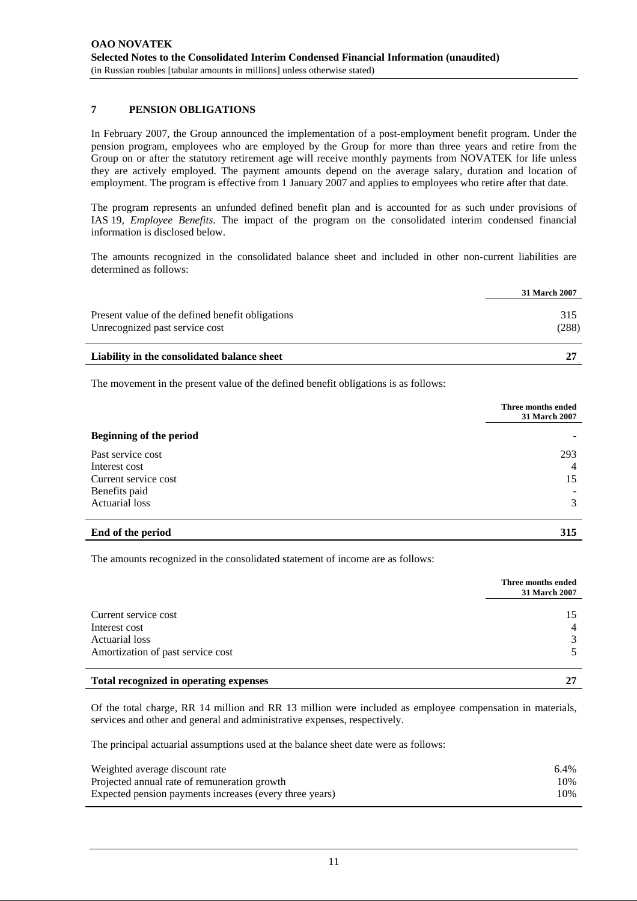## 7 PENSION OBLIGATIONS

In February 2007, the Group announced the implementation of a post-employment benefit program. Under the pension program, employees who are employed by the Group for more than three years and retire from the Group on or after the statutory retirement age will receive monthly payments from NOVATEK for life unless they are actively employed. The payment amounts depend on the average salary, duration and location of employment. The program is effective from 1 January 2007 and applies to employees who retire after that date.

The program represents an unfunded defined benefit plan and is accounted for as such under provisions of IAS 19, *Employee Benefits*. The impact of the program on the consolidated interim condensed financial information is disclosed below.

The amounts recognized in the consolidated balance sheet and included in other non-current liabilities are determined as follows:

| | 31 March 2007 |
|---|---|
| Present value of the defined benefit obligations | 315 |
| Unrecognized past service cost | (288) |
| **Liability in the consolidated balance sheet** | **27** |

The movement in the present value of the defined benefit obligations is as follows:

| | Three months ended 31 March 2007 |
|---|---|
| **Beginning of the period** | - |
| Past service cost | 293 |
| Interest cost | 4 |
| Current service cost | 15 |
| Benefits paid | - |
| Actuarial loss | 3 |
| **End of the period** | **315** |

The amounts recognized in the consolidated statement of income are as follows:

| | Three months ended 31 March 2007 |
|---|---|
| Current service cost | 15 |
| Interest cost | 4 |
| Actuarial loss | 3 |
| Amortization of past service cost | 5 |
| **Total recognized in operating expenses** | **27** |

Of the total charge, RR 14 million and RR 13 million were included as employee compensation in materials, services and other and general and administrative expenses, respectively.

The principal actuarial assumptions used at the balance sheet date were as follows:

| | |
|---|---|
| Weighted average discount rate | 6.4% |
| Projected annual rate of remuneration growth | 10% |
| Expected pension payments increases (every three years) | 10% |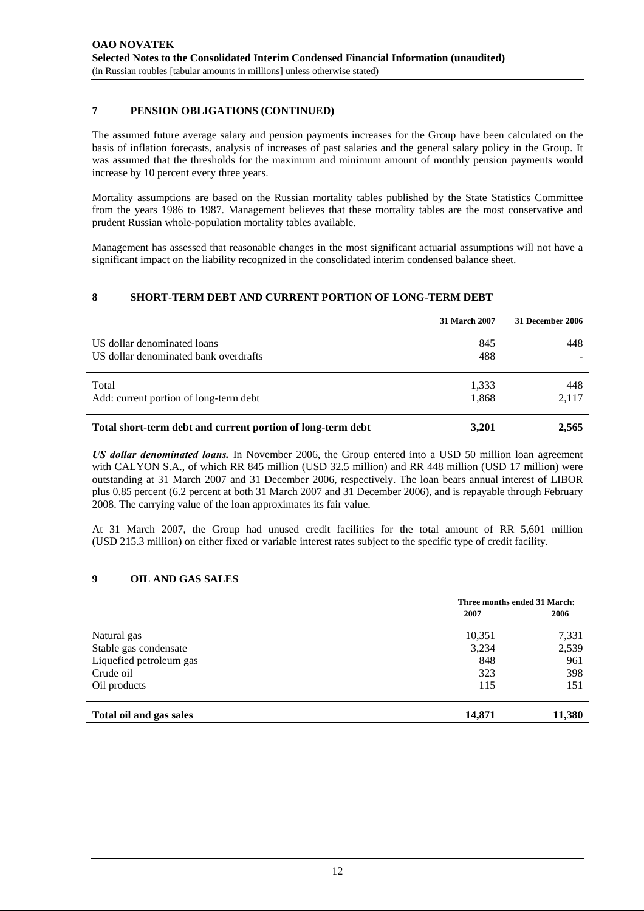## 7 PENSION OBLIGATIONS (CONTINUED)

The assumed future average salary and pension payments increases for the Group have been calculated on the basis of inflation forecasts, analysis of increases of past salaries and the general salary policy in the Group. It was assumed that the thresholds for the maximum and minimum amount of monthly pension payments would increase by 10 percent every three years.

Mortality assumptions are based on the Russian mortality tables published by the State Statistics Committee from the years 1986 to 1987. Management believes that these mortality tables are the most conservative and prudent Russian whole-population mortality tables available.

Management has assessed that reasonable changes in the most significant actuarial assumptions will not have a significant impact on the liability recognized in the consolidated interim condensed balance sheet.

## 8 SHORT-TERM DEBT AND CURRENT PORTION OF LONG-TERM DEBT

| | 31 March 2007 | 31 December 2006 |
|---|---|---|
| US dollar denominated loans | 845 | 448 |
| US dollar denominated bank overdrafts | 488 | - |
| Total | 1,333 | 448 |
| Add: current portion of long-term debt | 1,868 | 2,117 |
| **Total short-term debt and current portion of long-term debt** | **3,201** | **2,565** |

***US dollar denominated loans.*** In November 2006, the Group entered into a USD 50 million loan agreement with CALYON S.A., of which RR 845 million (USD 32.5 million) and RR 448 million (USD 17 million) were outstanding at 31 March 2007 and 31 December 2006, respectively. The loan bears annual interest of LIBOR plus 0.85 percent (6.2 percent at both 31 March 2007 and 31 December 2006), and is repayable through February 2008. The carrying value of the loan approximates its fair value.

At 31 March 2007, the Group had unused credit facilities for the total amount of RR 5,601 million (USD 215.3 million) on either fixed or variable interest rates subject to the specific type of credit facility.

## 9 OIL AND GAS SALES

| | Three months ended 31 March: | |
|---|---|---|
| | 2007 | 2006 |
| Natural gas | 10,351 | 7,331 |
| Stable gas condensate | 3,234 | 2,539 |
| Liquefied petroleum gas | 848 | 961 |
| Crude oil | 323 | 398 |
| Oil products | 115 | 151 |
| **Total oil and gas sales** | **14,871** | **11,380** |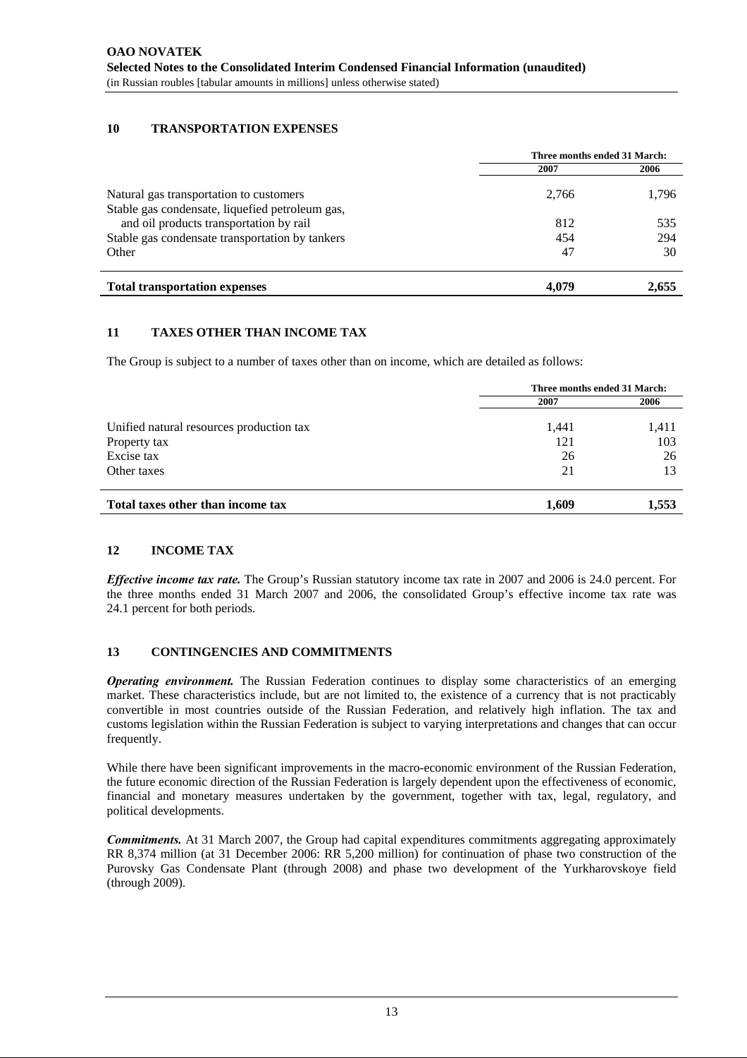## 10 TRANSPORTATION EXPENSES

| | Three months ended 31 March: | |
|---|---|---|
| | 2007 | 2006 |
| Natural gas transportation to customers | 2,766 | 1,796 |
| Stable gas condensate, liquefied petroleum gas, and oil products transportation by rail | 812 | 535 |
| Stable gas condensate transportation by tankers | 454 | 294 |
| Other | 47 | 30 |
| **Total transportation expenses** | **4,079** | **2,655** |

## 11 TAXES OTHER THAN INCOME TAX

The Group is subject to a number of taxes other than on income, which are detailed as follows:

| | Three months ended 31 March: | |
|---|---|---|
| | 2007 | 2006 |
| Unified natural resources production tax | 1,441 | 1,411 |
| Property tax | 121 | 103 |
| Excise tax | 26 | 26 |
| Other taxes | 21 | 13 |
| **Total taxes other than income tax** | **1,609** | **1,553** |

## 12 INCOME TAX

***Effective income tax rate.*** The Group's Russian statutory income tax rate in 2007 and 2006 is 24.0 percent. For the three months ended 31 March 2007 and 2006, the consolidated Group's effective income tax rate was 24.1 percent for both periods.

## 13 CONTINGENCIES AND COMMITMENTS

***Operating environment.*** The Russian Federation continues to display some characteristics of an emerging market. These characteristics include, but are not limited to, the existence of a currency that is not practicably convertible in most countries outside of the Russian Federation, and relatively high inflation. The tax and customs legislation within the Russian Federation is subject to varying interpretations and changes that can occur frequently.

While there have been significant improvements in the macro-economic environment of the Russian Federation, the future economic direction of the Russian Federation is largely dependent upon the effectiveness of economic, financial and monetary measures undertaken by the government, together with tax, legal, regulatory, and political developments.

***Commitments.*** At 31 March 2007, the Group had capital expenditures commitments aggregating approximately RR 8,374 million (at 31 December 2006: RR 5,200 million) for continuation of phase two construction of the Purovsky Gas Condensate Plant (through 2008) and phase two development of the Yurkharovskoye field (through 2009).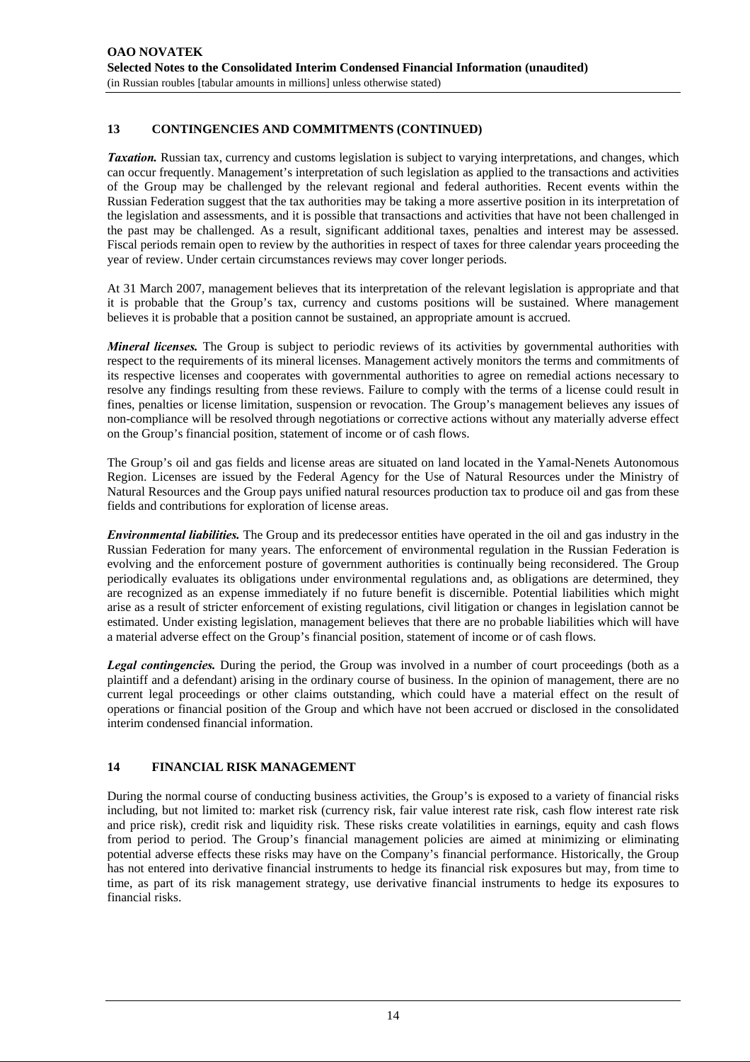## 13 CONTINGENCIES AND COMMITMENTS (CONTINUED)

***Taxation.*** Russian tax, currency and customs legislation is subject to varying interpretations, and changes, which can occur frequently. Management's interpretation of such legislation as applied to the transactions and activities of the Group may be challenged by the relevant regional and federal authorities. Recent events within the Russian Federation suggest that the tax authorities may be taking a more assertive position in its interpretation of the legislation and assessments, and it is possible that transactions and activities that have not been challenged in the past may be challenged. As a result, significant additional taxes, penalties and interest may be assessed. Fiscal periods remain open to review by the authorities in respect of taxes for three calendar years proceeding the year of review. Under certain circumstances reviews may cover longer periods.

At 31 March 2007, management believes that its interpretation of the relevant legislation is appropriate and that it is probable that the Group's tax, currency and customs positions will be sustained. Where management believes it is probable that a position cannot be sustained, an appropriate amount is accrued.

***Mineral licenses.*** The Group is subject to periodic reviews of its activities by governmental authorities with respect to the requirements of its mineral licenses. Management actively monitors the terms and commitments of its respective licenses and cooperates with governmental authorities to agree on remedial actions necessary to resolve any findings resulting from these reviews. Failure to comply with the terms of a license could result in fines, penalties or license limitation, suspension or revocation. The Group's management believes any issues of non-compliance will be resolved through negotiations or corrective actions without any materially adverse effect on the Group's financial position, statement of income or of cash flows.

The Group's oil and gas fields and license areas are situated on land located in the Yamal-Nenets Autonomous Region. Licenses are issued by the Federal Agency for the Use of Natural Resources under the Ministry of Natural Resources and the Group pays unified natural resources production tax to produce oil and gas from these fields and contributions for exploration of license areas.

***Environmental liabilities.*** The Group and its predecessor entities have operated in the oil and gas industry in the Russian Federation for many years. The enforcement of environmental regulation in the Russian Federation is evolving and the enforcement posture of government authorities is continually being reconsidered. The Group periodically evaluates its obligations under environmental regulations and, as obligations are determined, they are recognized as an expense immediately if no future benefit is discernible. Potential liabilities which might arise as a result of stricter enforcement of existing regulations, civil litigation or changes in legislation cannot be estimated. Under existing legislation, management believes that there are no probable liabilities which will have a material adverse effect on the Group's financial position, statement of income or of cash flows.

***Legal contingencies.*** During the period, the Group was involved in a number of court proceedings (both as a plaintiff and a defendant) arising in the ordinary course of business. In the opinion of management, there are no current legal proceedings or other claims outstanding, which could have a material effect on the result of operations or financial position of the Group and which have not been accrued or disclosed in the consolidated interim condensed financial information.

## 14 FINANCIAL RISK MANAGEMENT

During the normal course of conducting business activities, the Group's is exposed to a variety of financial risks including, but not limited to: market risk (currency risk, fair value interest rate risk, cash flow interest rate risk and price risk), credit risk and liquidity risk. These risks create volatilities in earnings, equity and cash flows from period to period. The Group's financial management policies are aimed at minimizing or eliminating potential adverse effects these risks may have on the Company's financial performance. Historically, the Group has not entered into derivative financial instruments to hedge its financial risk exposures but may, from time to time, as part of its risk management strategy, use derivative financial instruments to hedge its exposures to financial risks.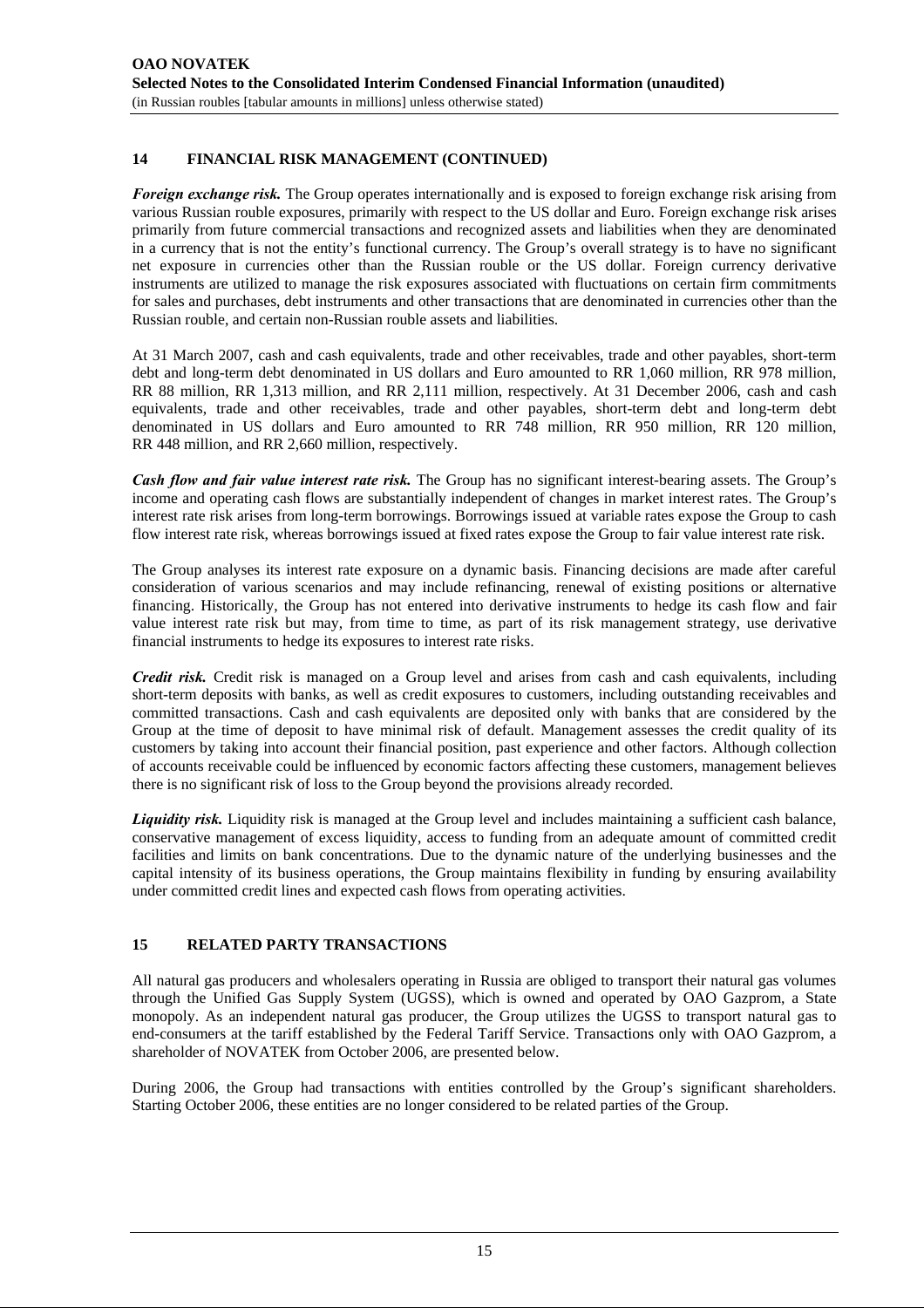## 14 FINANCIAL RISK MANAGEMENT (CONTINUED)

***Foreign exchange risk.*** The Group operates internationally and is exposed to foreign exchange risk arising from various Russian rouble exposures, primarily with respect to the US dollar and Euro. Foreign exchange risk arises primarily from future commercial transactions and recognized assets and liabilities when they are denominated in a currency that is not the entity's functional currency. The Group's overall strategy is to have no significant net exposure in currencies other than the Russian rouble or the US dollar. Foreign currency derivative instruments are utilized to manage the risk exposures associated with fluctuations on certain firm commitments for sales and purchases, debt instruments and other transactions that are denominated in currencies other than the Russian rouble, and certain non-Russian rouble assets and liabilities.

At 31 March 2007, cash and cash equivalents, trade and other receivables, trade and other payables, short-term debt and long-term debt denominated in US dollars and Euro amounted to RR 1,060 million, RR 978 million, RR 88 million, RR 1,313 million, and RR 2,111 million, respectively. At 31 December 2006, cash and cash equivalents, trade and other receivables, trade and other payables, short-term debt and long-term debt denominated in US dollars and Euro amounted to RR 748 million, RR 950 million, RR 120 million, RR 448 million, and RR 2,660 million, respectively.

***Cash flow and fair value interest rate risk.*** The Group has no significant interest-bearing assets. The Group's income and operating cash flows are substantially independent of changes in market interest rates. The Group's interest rate risk arises from long-term borrowings. Borrowings issued at variable rates expose the Group to cash flow interest rate risk, whereas borrowings issued at fixed rates expose the Group to fair value interest rate risk.

The Group analyses its interest rate exposure on a dynamic basis. Financing decisions are made after careful consideration of various scenarios and may include refinancing, renewal of existing positions or alternative financing. Historically, the Group has not entered into derivative instruments to hedge its cash flow and fair value interest rate risk but may, from time to time, as part of its risk management strategy, use derivative financial instruments to hedge its exposures to interest rate risks.

***Credit risk.*** Credit risk is managed on a Group level and arises from cash and cash equivalents, including short-term deposits with banks, as well as credit exposures to customers, including outstanding receivables and committed transactions. Cash and cash equivalents are deposited only with banks that are considered by the Group at the time of deposit to have minimal risk of default. Management assesses the credit quality of its customers by taking into account their financial position, past experience and other factors. Although collection of accounts receivable could be influenced by economic factors affecting these customers, management believes there is no significant risk of loss to the Group beyond the provisions already recorded.

***Liquidity risk.*** Liquidity risk is managed at the Group level and includes maintaining a sufficient cash balance, conservative management of excess liquidity, access to funding from an adequate amount of committed credit facilities and limits on bank concentrations. Due to the dynamic nature of the underlying businesses and the capital intensity of its business operations, the Group maintains flexibility in funding by ensuring availability under committed credit lines and expected cash flows from operating activities.

## 15 RELATED PARTY TRANSACTIONS

All natural gas producers and wholesalers operating in Russia are obliged to transport their natural gas volumes through the Unified Gas Supply System (UGSS), which is owned and operated by OAO Gazprom, a State monopoly. As an independent natural gas producer, the Group utilizes the UGSS to transport natural gas to end-consumers at the tariff established by the Federal Tariff Service. Transactions only with OAO Gazprom, a shareholder of NOVATEK from October 2006, are presented below.

During 2006, the Group had transactions with entities controlled by the Group's significant shareholders. Starting October 2006, these entities are no longer considered to be related parties of the Group.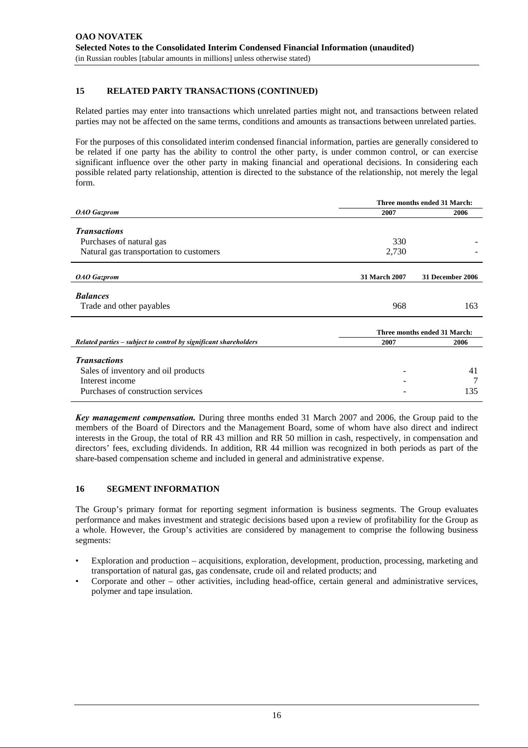## 15 RELATED PARTY TRANSACTIONS (CONTINUED)

Related parties may enter into transactions which unrelated parties might not, and transactions between related parties may not be affected on the same terms, conditions and amounts as transactions between unrelated parties.

For the purposes of this consolidated interim condensed financial information, parties are generally considered to be related if one party has the ability to control the other party, is under common control, or can exercise significant influence over the other party in making financial and operational decisions. In considering each possible related party relationship, attention is directed to the substance of the relationship, not merely the legal form.

| | Three months ended 31 March: | |
|---|---|---|
| ***OAO Gazprom*** | **2007** | **2006** |
| ***Transactions*** | | |
| Purchases of natural gas | 330 | - |
| Natural gas transportation to customers | 2,730 | - |

| ***OAO Gazprom*** | **31 March 2007** | **31 December 2006** |
|---|---|---|
| ***Balances*** | | |
| Trade and other payables | 968 | 163 |

| | Three months ended 31 March: | |
|---|---|---|
| ***Related parties – subject to control by significant shareholders*** | **2007** | **2006** |
| ***Transactions*** | | |
| Sales of inventory and oil products | - | 41 |
| Interest income | - | 7 |
| Purchases of construction services | - | 135 |

***Key management compensation.*** During three months ended 31 March 2007 and 2006, the Group paid to the members of the Board of Directors and the Management Board, some of whom have also direct and indirect interests in the Group, the total of RR 43 million and RR 50 million in cash, respectively, in compensation and directors' fees, excluding dividends. In addition, RR 44 million was recognized in both periods as part of the share-based compensation scheme and included in general and administrative expense.

## 16 SEGMENT INFORMATION

The Group's primary format for reporting segment information is business segments. The Group evaluates performance and makes investment and strategic decisions based upon a review of profitability for the Group as a whole. However, the Group's activities are considered by management to comprise the following business segments:

- Exploration and production – acquisitions, exploration, development, production, processing, marketing and transportation of natural gas, gas condensate, crude oil and related products; and
- Corporate and other – other activities, including head-office, certain general and administrative services, polymer and tape insulation.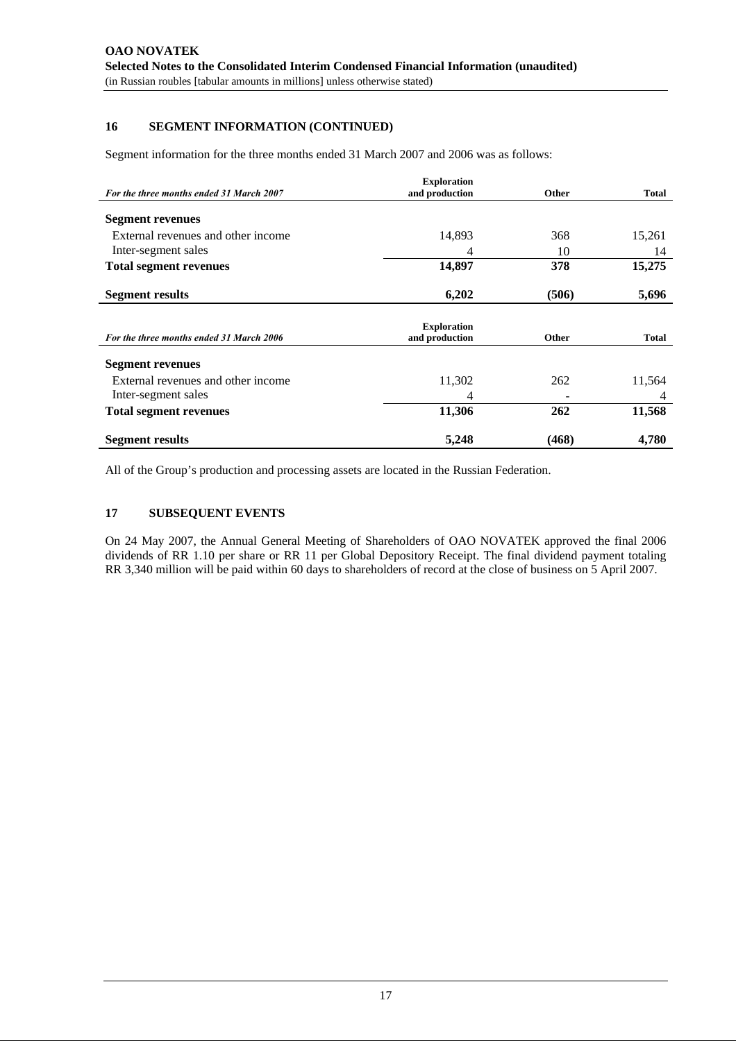## 16 SEGMENT INFORMATION (CONTINUED)

Segment information for the three months ended 31 March 2007 and 2006 was as follows:

| *For the three months ended 31 March 2007* | Exploration and production | Other | Total |
|---|---|---|---|
| **Segment revenues** | | | |
| External revenues and other income | 14,893 | 368 | 15,261 |
| Inter-segment sales | 4 | 10 | 14 |
| **Total segment revenues** | **14,897** | **378** | **15,275** |
| **Segment results** | **6,202** | **(506)** | **5,696** |

| *For the three months ended 31 March 2006* | Exploration and production | Other | Total |
|---|---|---|---|
| **Segment revenues** | | | |
| External revenues and other income | 11,302 | 262 | 11,564 |
| Inter-segment sales | 4 | - | 4 |
| **Total segment revenues** | **11,306** | **262** | **11,568** |
| **Segment results** | **5,248** | **(468)** | **4,780** |

All of the Group's production and processing assets are located in the Russian Federation.

## 17 SUBSEQUENT EVENTS

On 24 May 2007, the Annual General Meeting of Shareholders of OAO NOVATEK approved the final 2006 dividends of RR 1.10 per share or RR 11 per Global Depository Receipt. The final dividend payment totaling RR 3,340 million will be paid within 60 days to shareholders of record at the close of business on 5 April 2007.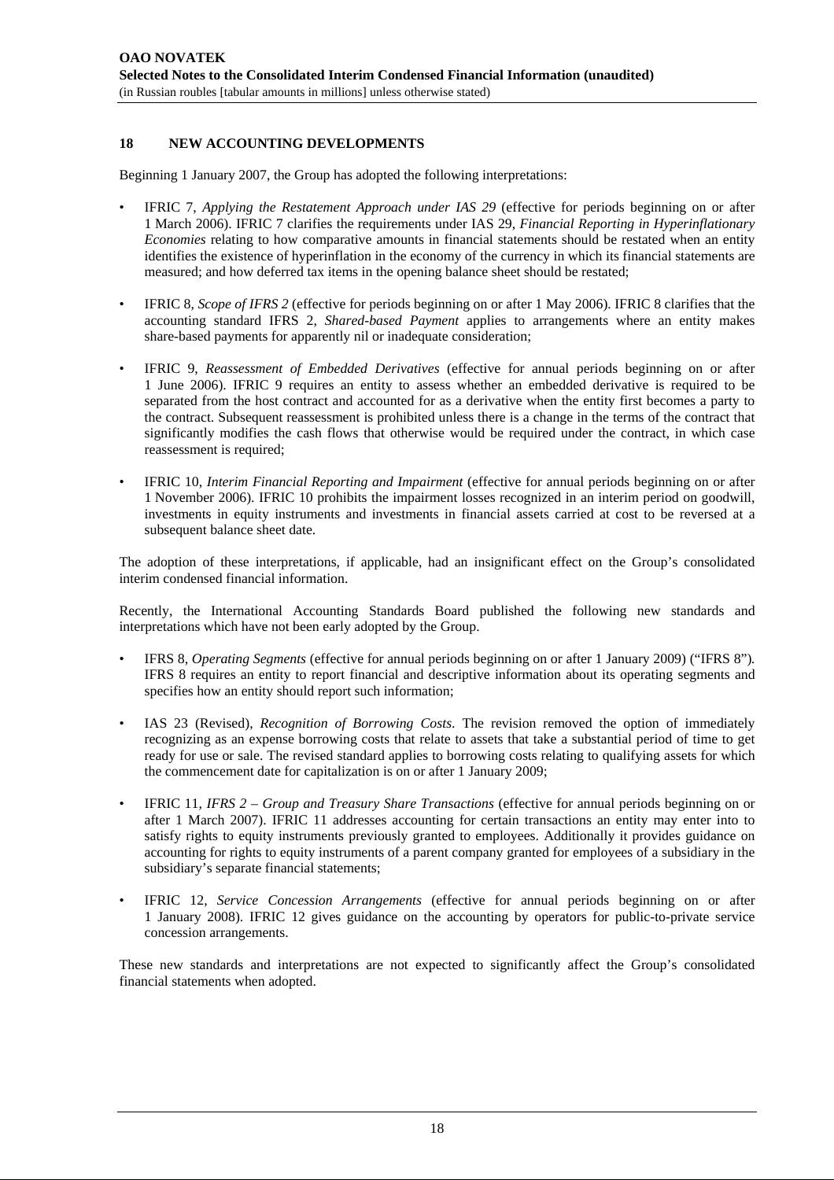## 18 NEW ACCOUNTING DEVELOPMENTS

Beginning 1 January 2007, the Group has adopted the following interpretations:

- IFRIC 7, *Applying the Restatement Approach under IAS 29* (effective for periods beginning on or after 1 March 2006). IFRIC 7 clarifies the requirements under IAS 29, *Financial Reporting in Hyperinflationary Economies* relating to how comparative amounts in financial statements should be restated when an entity identifies the existence of hyperinflation in the economy of the currency in which its financial statements are measured; and how deferred tax items in the opening balance sheet should be restated;

- IFRIC 8, *Scope of IFRS 2* (effective for periods beginning on or after 1 May 2006). IFRIC 8 clarifies that the accounting standard IFRS 2, *Shared-based Payment* applies to arrangements where an entity makes share-based payments for apparently nil or inadequate consideration;

- IFRIC 9, *Reassessment of Embedded Derivatives* (effective for annual periods beginning on or after 1 June 2006). IFRIC 9 requires an entity to assess whether an embedded derivative is required to be separated from the host contract and accounted for as a derivative when the entity first becomes a party to the contract. Subsequent reassessment is prohibited unless there is a change in the terms of the contract that significantly modifies the cash flows that otherwise would be required under the contract, in which case reassessment is required;

- IFRIC 10, *Interim Financial Reporting and Impairment* (effective for annual periods beginning on or after 1 November 2006). IFRIC 10 prohibits the impairment losses recognized in an interim period on goodwill, investments in equity instruments and investments in financial assets carried at cost to be reversed at a subsequent balance sheet date.

The adoption of these interpretations, if applicable, had an insignificant effect on the Group's consolidated interim condensed financial information.

Recently, the International Accounting Standards Board published the following new standards and interpretations which have not been early adopted by the Group.

- IFRS 8, *Operating Segments* (effective for annual periods beginning on or after 1 January 2009) ("IFRS 8"). IFRS 8 requires an entity to report financial and descriptive information about its operating segments and specifies how an entity should report such information;

- IAS 23 (Revised), *Recognition of Borrowing Costs*. The revision removed the option of immediately recognizing as an expense borrowing costs that relate to assets that take a substantial period of time to get ready for use or sale. The revised standard applies to borrowing costs relating to qualifying assets for which the commencement date for capitalization is on or after 1 January 2009;

- IFRIC 11, *IFRS 2 – Group and Treasury Share Transactions* (effective for annual periods beginning on or after 1 March 2007). IFRIC 11 addresses accounting for certain transactions an entity may enter into to satisfy rights to equity instruments previously granted to employees. Additionally it provides guidance on accounting for rights to equity instruments of a parent company granted for employees of a subsidiary in the subsidiary's separate financial statements;

- IFRIC 12, *Service Concession Arrangements* (effective for annual periods beginning on or after 1 January 2008). IFRIC 12 gives guidance on the accounting by operators for public-to-private service concession arrangements.

These new standards and interpretations are not expected to significantly affect the Group's consolidated financial statements when adopted.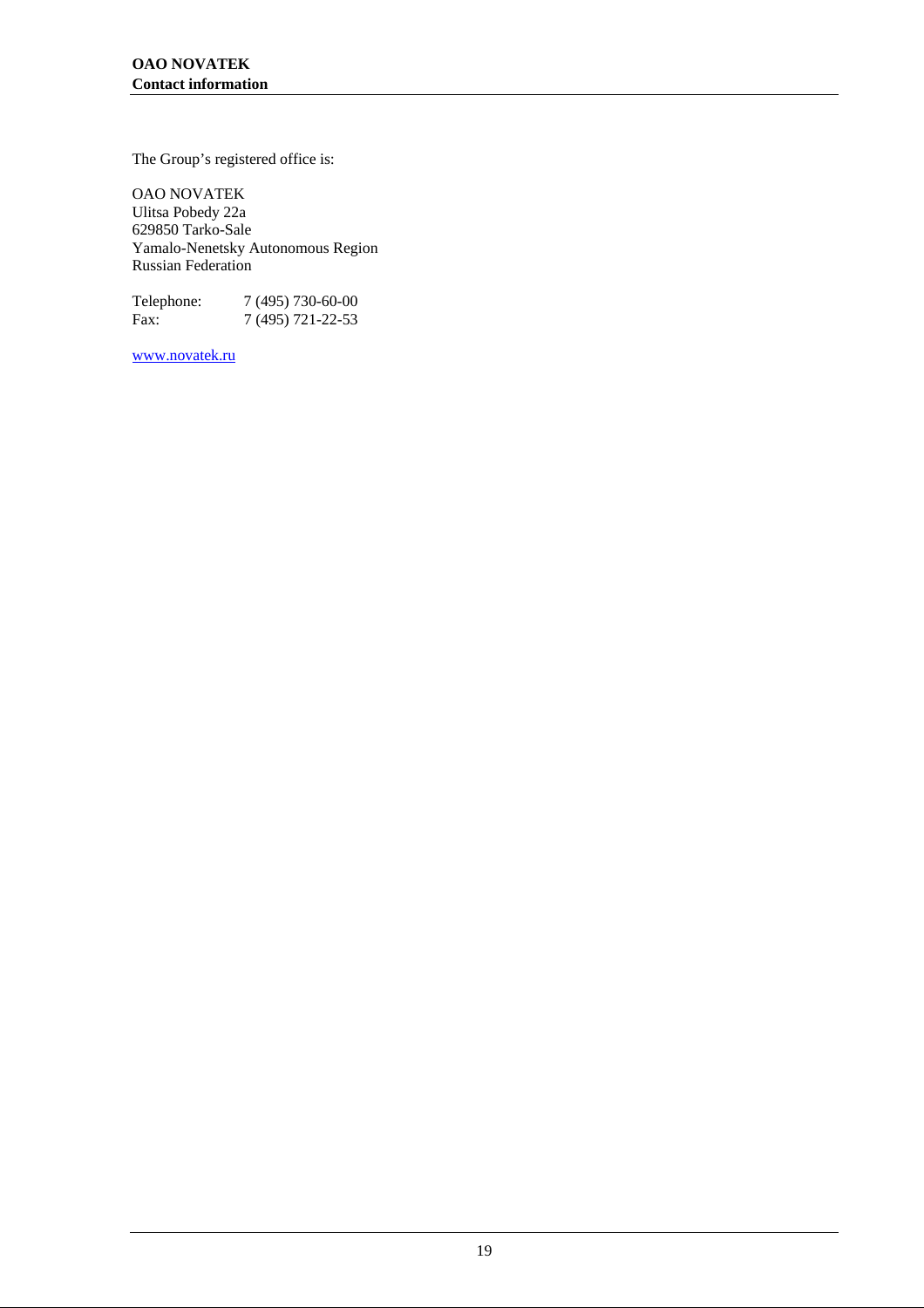**OAO NOVATEK**
**Contact information**

The Group's registered office is:

OAO NOVATEK
Ulitsa Pobedy 22a
629850 Tarko-Sale
Yamalo-Nenetsky Autonomous Region
Russian Federation

| | |
|---|---|
| Telephone: | 7 (495) 730-60-00 |
| Fax: | 7 (495) 721-22-53 |

www.novatek.ru